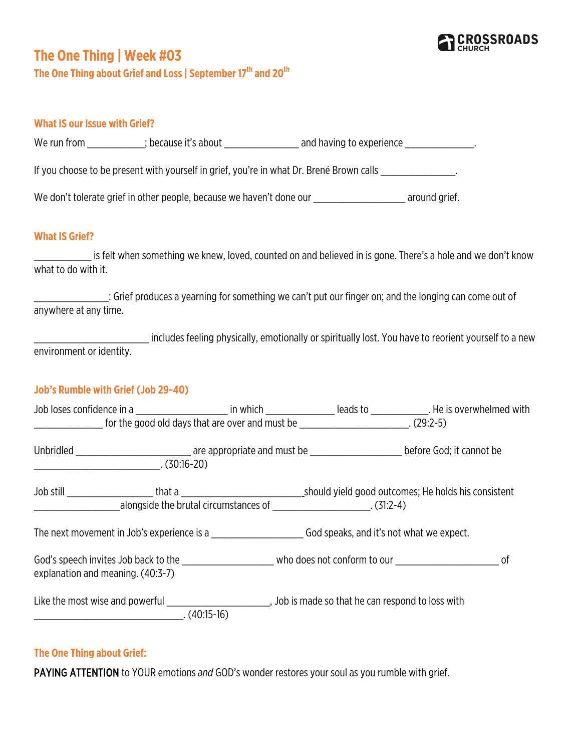CROSSROADS CHURCH

# The One Thing | Week #03

## The One Thing about Grief and Loss | September 17th and 20th

### What IS our Issue with Grief?

We run from ___________; because it's about ______________ and having to experience _____________.

If you choose to be present with yourself in grief, you're in what Dr. Brené Brown calls ______________.

We don't tolerate grief in other people, because we haven't done our _________________ around grief.

### What IS Grief?

___________ is felt when something we knew, loved, counted on and believed in is gone. There's a hole and we don't know what to do with it.

______________: Grief produces a yearning for something we can't put our finger on; and the longing can come out of anywhere at any time.

______________________ includes feeling physically, emotionally or spiritually lost. You have to reorient yourself to a new environment or identity.

### Job's Rumble with Grief (Job 29-40)

Job loses confidence in a _________________ in which _____________ leads to ___________. He is overwhelmed with _____________ for the good old days that are over and must be _____________________. (29:2-5)

Unbridled ______________________ are appropriate and must be _________________ before God; it cannot be ________________________. (30:16-20)

Job still ________________ that a _______________________should yield good outcomes; He holds his consistent ________________alongside the brutal circumstances of __________________. (31:2-4)

The next movement in Job's experience is a _________________ God speaks, and it's not what we expect.

God's speech invites Job back to the _________________ who does not conform to our ___________________ of explanation and meaning. (40:3-7)

Like the most wise and powerful ___________________, Job is made so that he can respond to loss with ____________________________. (40:15-16)

### The One Thing about Grief:

**PAYING ATTENTION** to YOUR emotions *and* GOD's wonder restores your soul as you rumble with grief.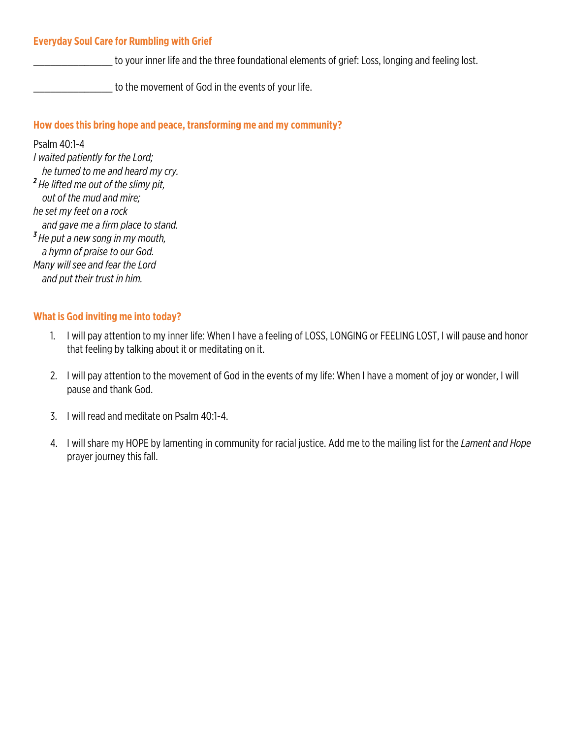### Everyday Soul Care for Rumbling with Grief

________________ to your inner life and the three foundational elements of grief: Loss, longing and feeling lost.

________________ to the movement of God in the events of your life.

### How does this bring hope and peace, transforming me and my community?

Psalm 40:1-4

*I waited patiently for the Lord;*  
&nbsp;&nbsp;&nbsp;*he turned to me and heard my cry.*  
***2*** *He lifted me out of the slimy pit,*  
&nbsp;&nbsp;&nbsp;*out of the mud and mire;*  
*he set my feet on a rock*  
&nbsp;&nbsp;&nbsp;*and gave me a firm place to stand.*  
***3*** *He put a new song in my mouth,*  
&nbsp;&nbsp;&nbsp;*a hymn of praise to our God.*  
*Many will see and fear the Lord*  
&nbsp;&nbsp;&nbsp;*and put their trust in him.*

### What is God inviting me into today?

1. I will pay attention to my inner life: When I have a feeling of LOSS, LONGING or FEELING LOST, I will pause and honor that feeling by talking about it or meditating on it.

2. I will pay attention to the movement of God in the events of my life: When I have a moment of joy or wonder, I will pause and thank God.

3. I will read and meditate on Psalm 40:1-4.

4. I will share my HOPE by lamenting in community for racial justice. Add me to the mailing list for the *Lament and Hope* prayer journey this fall.